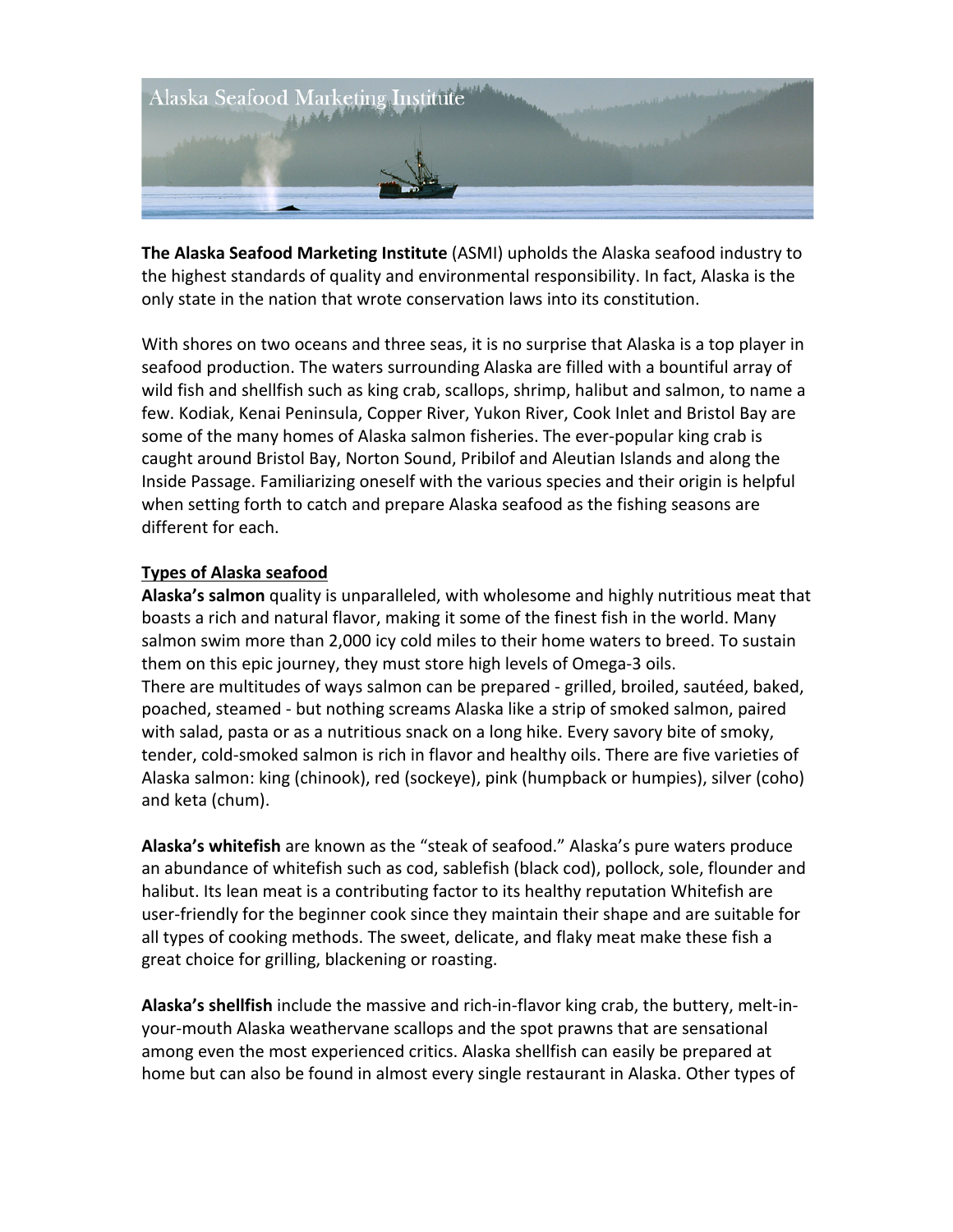Alaska Seafood Marketing Institute

**The Alaska Seafood Marketing Institute** (ASMI) upholds the Alaska seafood industry to the highest standards of quality and environmental responsibility. In fact, Alaska is the only state in the nation that wrote conservation laws into its constitution.

With shores on two oceans and three seas, it is no surprise that Alaska is a top player in seafood production. The waters surrounding Alaska are filled with a bountiful array of wild fish and shellfish such as king crab, scallops, shrimp, halibut and salmon, to name a few. Kodiak, Kenai Peninsula, Copper River, Yukon River, Cook Inlet and Bristol Bay are some of the many homes of Alaska salmon fisheries. The ever-popular king crab is caught around Bristol Bay, Norton Sound, Pribilof and Aleutian Islands and along the Inside Passage. Familiarizing oneself with the various species and their origin is helpful when setting forth to catch and prepare Alaska seafood as the fishing seasons are different for each.

**Types of Alaska seafood**

**Alaska's salmon** quality is unparalleled, with wholesome and highly nutritious meat that boasts a rich and natural flavor, making it some of the finest fish in the world. Many salmon swim more than 2,000 icy cold miles to their home waters to breed. To sustain them on this epic journey, they must store high levels of Omega-3 oils.
There are multitudes of ways salmon can be prepared - grilled, broiled, sautéed, baked, poached, steamed - but nothing screams Alaska like a strip of smoked salmon, paired with salad, pasta or as a nutritious snack on a long hike. Every savory bite of smoky, tender, cold-smoked salmon is rich in flavor and healthy oils. There are five varieties of Alaska salmon: king (chinook), red (sockeye), pink (humpback or humpies), silver (coho) and keta (chum).

**Alaska's whitefish** are known as the "steak of seafood." Alaska's pure waters produce an abundance of whitefish such as cod, sablefish (black cod), pollock, sole, flounder and halibut. Its lean meat is a contributing factor to its healthy reputation Whitefish are user-friendly for the beginner cook since they maintain their shape and are suitable for all types of cooking methods. The sweet, delicate, and flaky meat make these fish a great choice for grilling, blackening or roasting.

**Alaska's shellfish** include the massive and rich-in-flavor king crab, the buttery, melt-in-your-mouth Alaska weathervane scallops and the spot prawns that are sensational among even the most experienced critics. Alaska shellfish can easily be prepared at home but can also be found in almost every single restaurant in Alaska. Other types of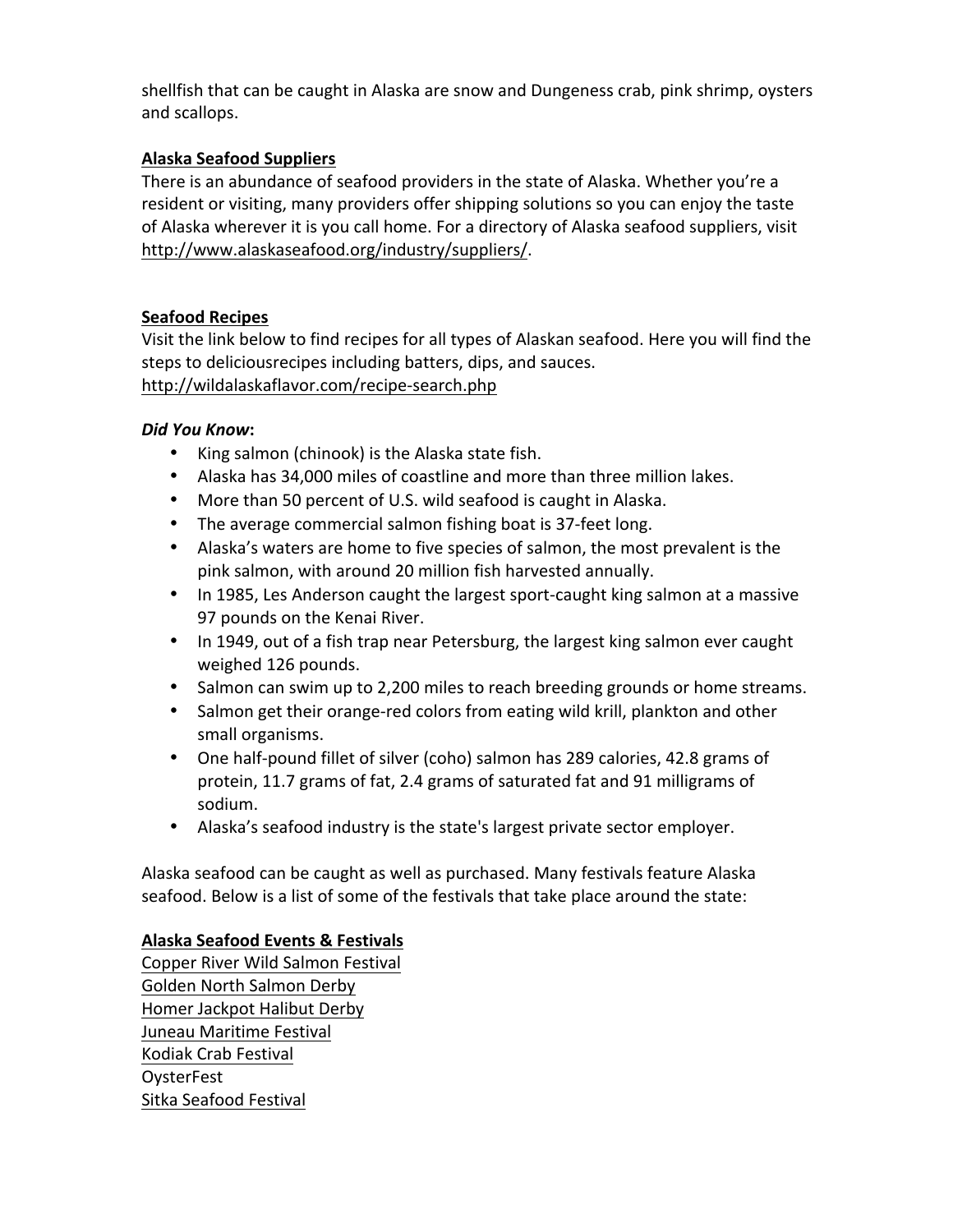shellfish that can be caught in Alaska are snow and Dungeness crab, pink shrimp, oysters and scallops.

**Alaska Seafood Suppliers**

There is an abundance of seafood providers in the state of Alaska. Whether you're a resident or visiting, many providers offer shipping solutions so you can enjoy the taste of Alaska wherever it is you call home. For a directory of Alaska seafood suppliers, visit http://www.alaskaseafood.org/industry/suppliers/.

**Seafood Recipes**

Visit the link below to find recipes for all types of Alaskan seafood. Here you will find the steps to deliciousrecipes including batters, dips, and sauces.
http://wildalaskaflavor.com/recipe-search.php

***Did You Know*:**

- King salmon (chinook) is the Alaska state fish.
- Alaska has 34,000 miles of coastline and more than three million lakes.
- More than 50 percent of U.S. wild seafood is caught in Alaska.
- The average commercial salmon fishing boat is 37-feet long.
- Alaska's waters are home to five species of salmon, the most prevalent is the pink salmon, with around 20 million fish harvested annually.
- In 1985, Les Anderson caught the largest sport-caught king salmon at a massive 97 pounds on the Kenai River.
- In 1949, out of a fish trap near Petersburg, the largest king salmon ever caught weighed 126 pounds.
- Salmon can swim up to 2,200 miles to reach breeding grounds or home streams.
- Salmon get their orange-red colors from eating wild krill, plankton and other small organisms.
- One half-pound fillet of silver (coho) salmon has 289 calories, 42.8 grams of protein, 11.7 grams of fat, 2.4 grams of saturated fat and 91 milligrams of sodium.
- Alaska's seafood industry is the state's largest private sector employer.

Alaska seafood can be caught as well as purchased. Many festivals feature Alaska seafood. Below is a list of some of the festivals that take place around the state:

**Alaska Seafood Events & Festivals**

Copper River Wild Salmon Festival
Golden North Salmon Derby
Homer Jackpot Halibut Derby
Juneau Maritime Festival
Kodiak Crab Festival
OysterFest
Sitka Seafood Festival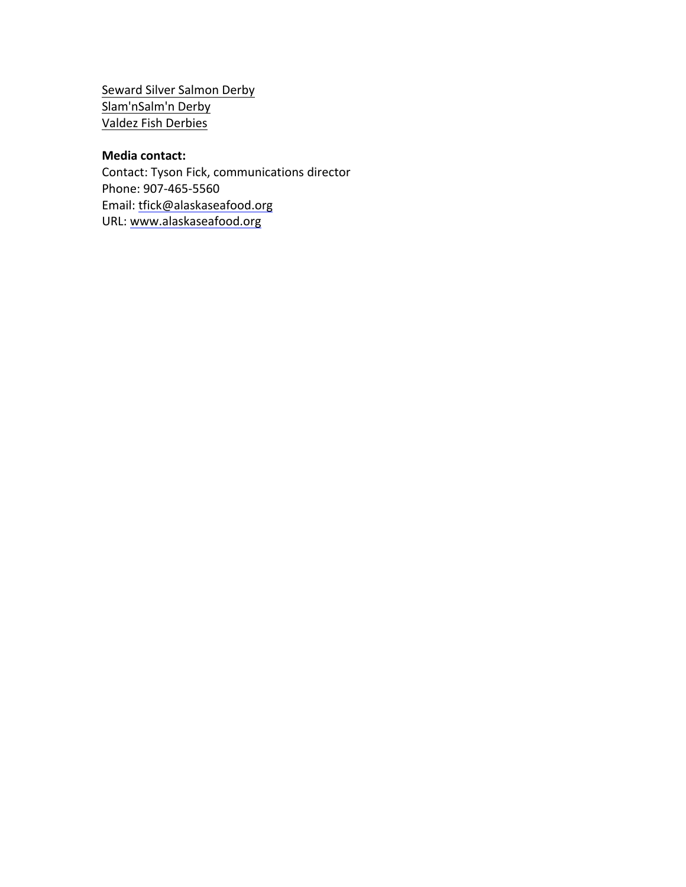Seward Silver Salmon Derby
Slam'nSalm'n Derby
Valdez Fish Derbies

**Media contact:**
Contact: Tyson Fick, communications director
Phone: 907-465-5560
Email: tfick@alaskaseafood.org
URL: www.alaskaseafood.org